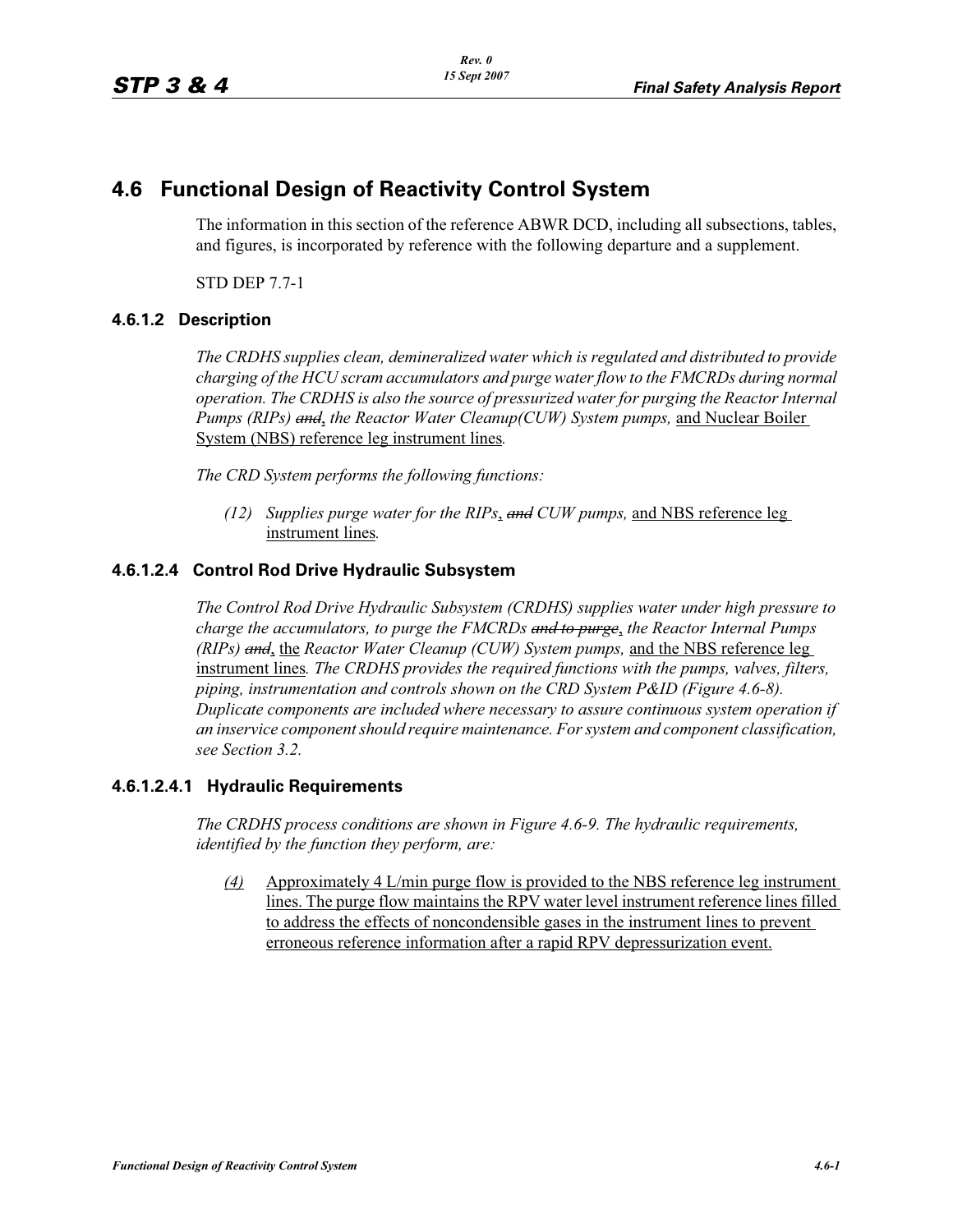# 4.6 Functional Design of Reactivity Control System

The information in this section of the reference ABWR DCD, including all subsections, tables, and figures, is incorporated by reference with the following departure and a supplement.

STD DEP 7.7-1

### 4.6.1.2 Description

*The CRDHS supplies clean, demineralized water which is regulated and distributed to provide charging of the HCU scram accumulators and purge water flow to the FMCRDs during normal operation. The CRDHS is also the source of pressurized water for purging the Reactor Internal Pumps (RIPs) ~~and~~, the Reactor Water Cleanup(CUW) System pumps,* and Nuclear Boiler System (NBS) reference leg instrument lines*.*

*The CRD System performs the following functions:*

(12) *Supplies purge water for the RIPs*, ~~*and*~~ *CUW pumps,* and NBS reference leg instrument lines*.*

### 4.6.1.2.4 Control Rod Drive Hydraulic Subsystem

*The Control Rod Drive Hydraulic Subsystem (CRDHS) supplies water under high pressure to charge the accumulators, to purge the FMCRDs ~~and to purge~~, the Reactor Internal Pumps (RIPs) ~~and~~,* the *Reactor Water Cleanup (CUW) System pumps,* and the NBS reference leg instrument lines*. The CRDHS provides the required functions with the pumps, valves, filters, piping, instrumentation and controls shown on the CRD System P&ID (Figure 4.6-8). Duplicate components are included where necessary to assure continuous system operation if an inservice component should require maintenance. For system and component classification, see Section 3.2.*

#### 4.6.1.2.4.1 Hydraulic Requirements

*The CRDHS process conditions are shown in Figure 4.6-9. The hydraulic requirements, identified by the function they perform, are:*

(4) Approximately 4 L/min purge flow is provided to the NBS reference leg instrument lines. The purge flow maintains the RPV water level instrument reference lines filled to address the effects of noncondensible gases in the instrument lines to prevent erroneous reference information after a rapid RPV depressurization event.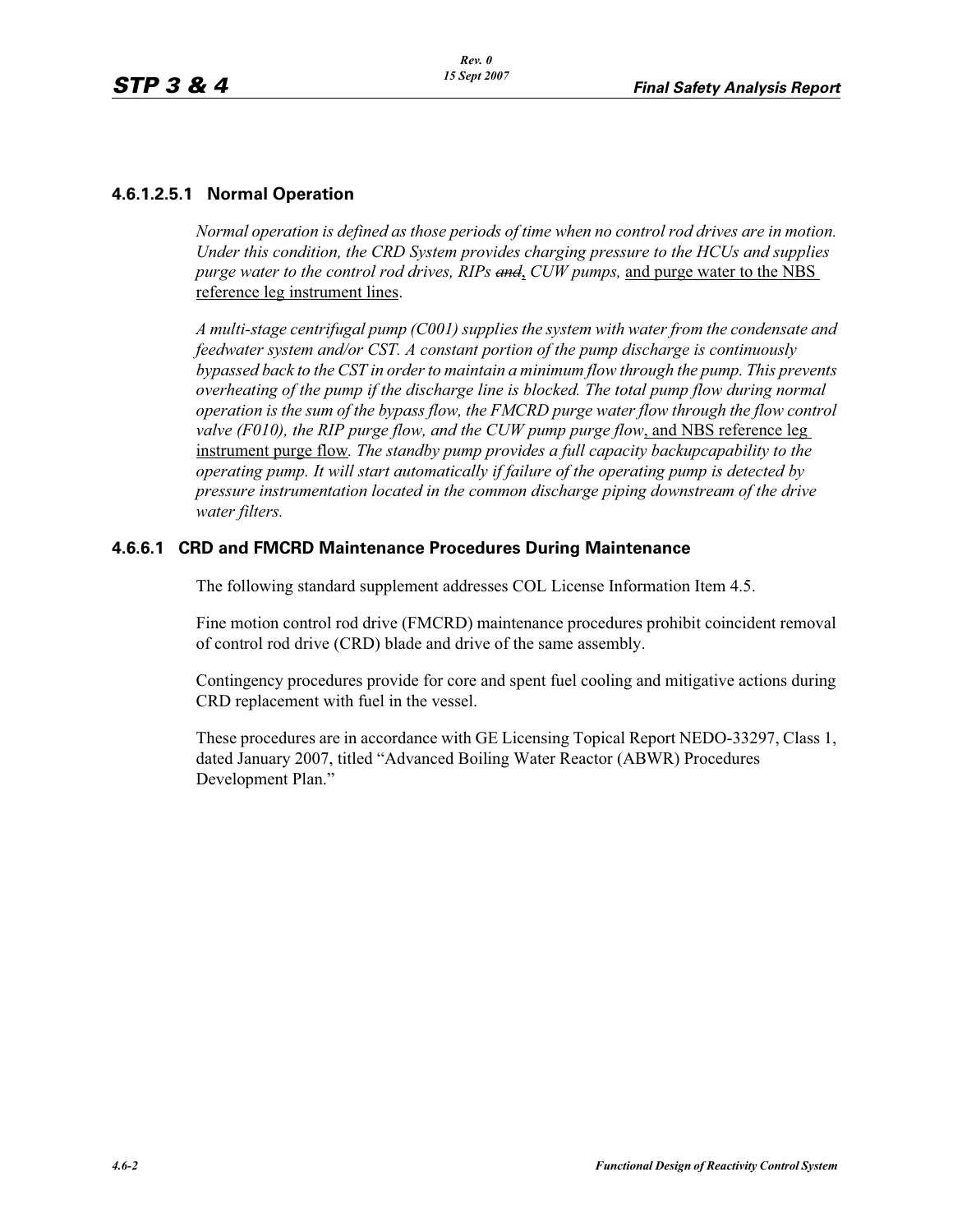### 4.6.1.2.5.1 Normal Operation

*Normal operation is defined as those periods of time when no control rod drives are in motion. Under this condition, the CRD System provides charging pressure to the HCUs and supplies purge water to the control rod drives, RIPs ~~and~~, CUW pumps,* and purge water to the NBS reference leg instrument lines.

*A multi-stage centrifugal pump (C001) supplies the system with water from the condensate and feedwater system and/or CST. A constant portion of the pump discharge is continuously bypassed back to the CST in order to maintain a minimum flow through the pump. This prevents overheating of the pump if the discharge line is blocked. The total pump flow during normal operation is the sum of the bypass flow, the FMCRD purge water flow through the flow control valve (F010), the RIP purge flow, and the CUW pump purge flow*, and NBS reference leg instrument purge flow*. The standby pump provides a full capacity backupcapability to the operating pump. It will start automatically if failure of the operating pump is detected by pressure instrumentation located in the common discharge piping downstream of the drive water filters.*

### 4.6.6.1 CRD and FMCRD Maintenance Procedures During Maintenance

The following standard supplement addresses COL License Information Item 4.5.

Fine motion control rod drive (FMCRD) maintenance procedures prohibit coincident removal of control rod drive (CRD) blade and drive of the same assembly.

Contingency procedures provide for core and spent fuel cooling and mitigative actions during CRD replacement with fuel in the vessel.

These procedures are in accordance with GE Licensing Topical Report NEDO-33297, Class 1, dated January 2007, titled "Advanced Boiling Water Reactor (ABWR) Procedures Development Plan."